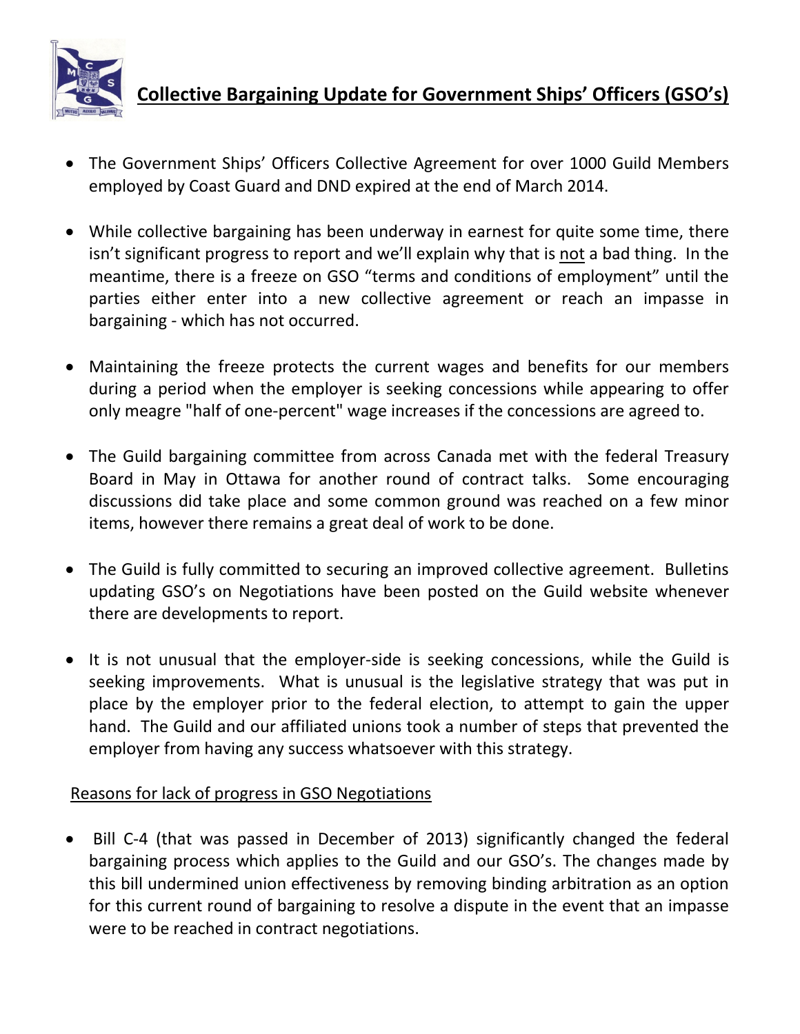# Collective Bargaining Update for Government Ships' Officers (GSO's)

- The Government Ships' Officers Collective Agreement for over 1000 Guild Members employed by Coast Guard and DND expired at the end of March 2014.

- While collective bargaining has been underway in earnest for quite some time, there isn't significant progress to report and we'll explain why that is not a bad thing. In the meantime, there is a freeze on GSO "terms and conditions of employment" until the parties either enter into a new collective agreement or reach an impasse in bargaining - which has not occurred.

- Maintaining the freeze protects the current wages and benefits for our members during a period when the employer is seeking concessions while appearing to offer only meagre "half of one-percent" wage increases if the concessions are agreed to.

- The Guild bargaining committee from across Canada met with the federal Treasury Board in May in Ottawa for another round of contract talks. Some encouraging discussions did take place and some common ground was reached on a few minor items, however there remains a great deal of work to be done.

- The Guild is fully committed to securing an improved collective agreement. Bulletins updating GSO's on Negotiations have been posted on the Guild website whenever there are developments to report.

- It is not unusual that the employer-side is seeking concessions, while the Guild is seeking improvements. What is unusual is the legislative strategy that was put in place by the employer prior to the federal election, to attempt to gain the upper hand. The Guild and our affiliated unions took a number of steps that prevented the employer from having any success whatsoever with this strategy.

## Reasons for lack of progress in GSO Negotiations

- Bill C-4 (that was passed in December of 2013) significantly changed the federal bargaining process which applies to the Guild and our GSO's. The changes made by this bill undermined union effectiveness by removing binding arbitration as an option for this current round of bargaining to resolve a dispute in the event that an impasse were to be reached in contract negotiations.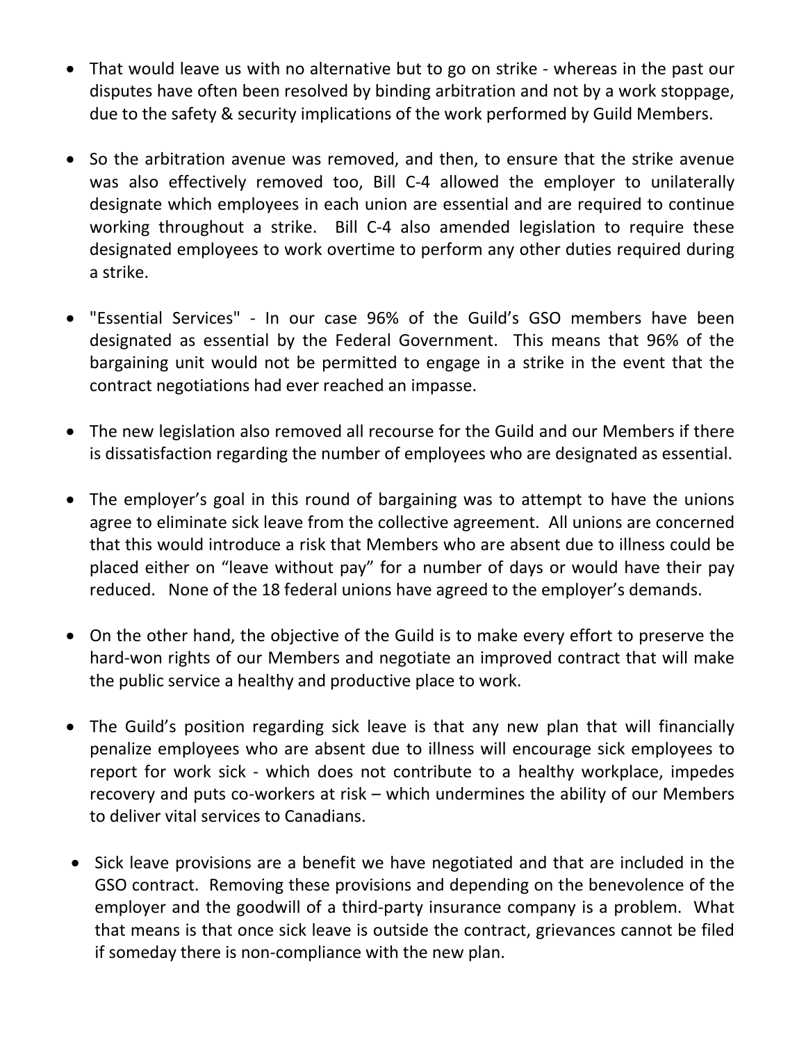- That would leave us with no alternative but to go on strike - whereas in the past our disputes have often been resolved by binding arbitration and not by a work stoppage, due to the safety & security implications of the work performed by Guild Members.

- So the arbitration avenue was removed, and then, to ensure that the strike avenue was also effectively removed too, Bill C-4 allowed the employer to unilaterally designate which employees in each union are essential and are required to continue working throughout a strike. Bill C-4 also amended legislation to require these designated employees to work overtime to perform any other duties required during a strike.

- "Essential Services" - In our case 96% of the Guild's GSO members have been designated as essential by the Federal Government. This means that 96% of the bargaining unit would not be permitted to engage in a strike in the event that the contract negotiations had ever reached an impasse.

- The new legislation also removed all recourse for the Guild and our Members if there is dissatisfaction regarding the number of employees who are designated as essential.

- The employer's goal in this round of bargaining was to attempt to have the unions agree to eliminate sick leave from the collective agreement. All unions are concerned that this would introduce a risk that Members who are absent due to illness could be placed either on "leave without pay" for a number of days or would have their pay reduced. None of the 18 federal unions have agreed to the employer's demands.

- On the other hand, the objective of the Guild is to make every effort to preserve the hard-won rights of our Members and negotiate an improved contract that will make the public service a healthy and productive place to work.

- The Guild's position regarding sick leave is that any new plan that will financially penalize employees who are absent due to illness will encourage sick employees to report for work sick - which does not contribute to a healthy workplace, impedes recovery and puts co-workers at risk – which undermines the ability of our Members to deliver vital services to Canadians.

- Sick leave provisions are a benefit we have negotiated and that are included in the GSO contract. Removing these provisions and depending on the benevolence of the employer and the goodwill of a third-party insurance company is a problem. What that means is that once sick leave is outside the contract, grievances cannot be filed if someday there is non-compliance with the new plan.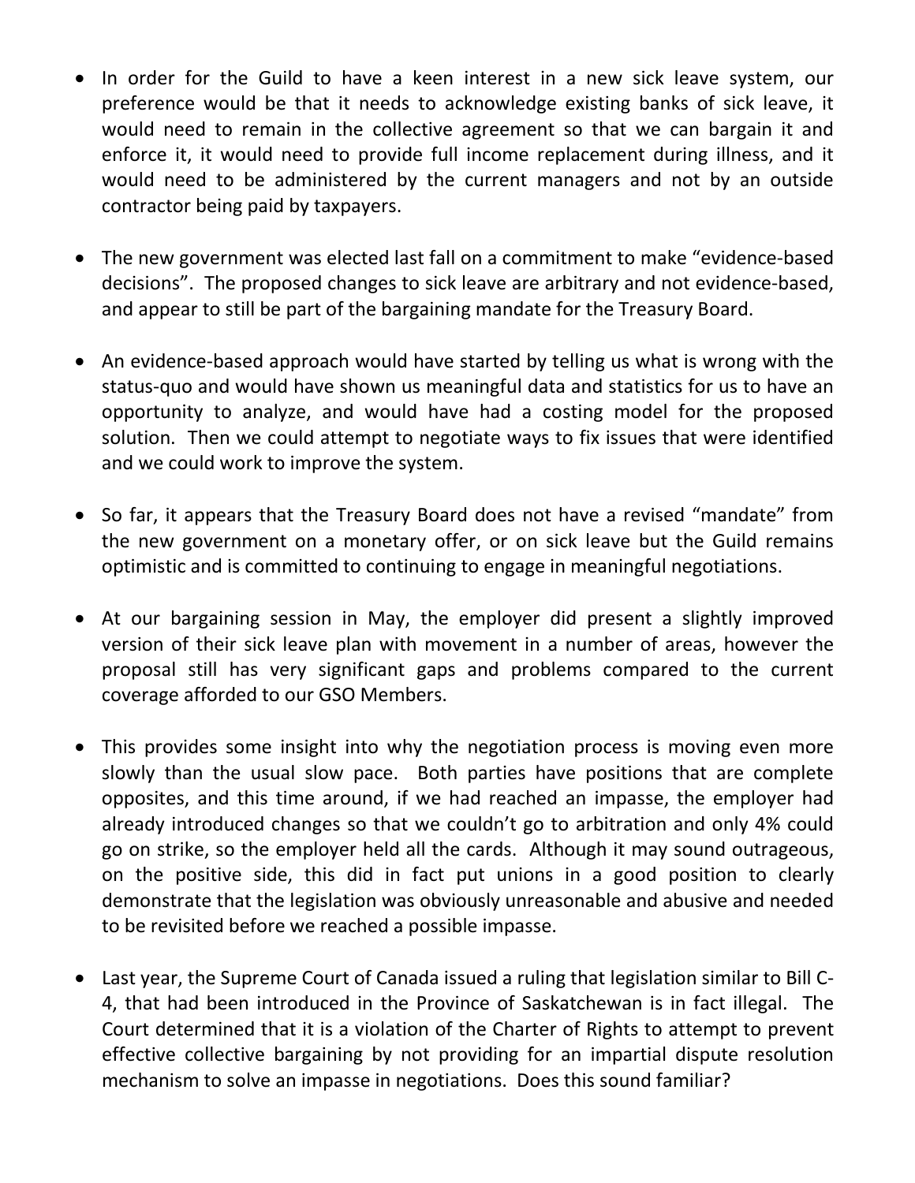- In order for the Guild to have a keen interest in a new sick leave system, our preference would be that it needs to acknowledge existing banks of sick leave, it would need to remain in the collective agreement so that we can bargain it and enforce it, it would need to provide full income replacement during illness, and it would need to be administered by the current managers and not by an outside contractor being paid by taxpayers.

- The new government was elected last fall on a commitment to make "evidence-based decisions". The proposed changes to sick leave are arbitrary and not evidence-based, and appear to still be part of the bargaining mandate for the Treasury Board.

- An evidence-based approach would have started by telling us what is wrong with the status-quo and would have shown us meaningful data and statistics for us to have an opportunity to analyze, and would have had a costing model for the proposed solution. Then we could attempt to negotiate ways to fix issues that were identified and we could work to improve the system.

- So far, it appears that the Treasury Board does not have a revised "mandate" from the new government on a monetary offer, or on sick leave but the Guild remains optimistic and is committed to continuing to engage in meaningful negotiations.

- At our bargaining session in May, the employer did present a slightly improved version of their sick leave plan with movement in a number of areas, however the proposal still has very significant gaps and problems compared to the current coverage afforded to our GSO Members.

- This provides some insight into why the negotiation process is moving even more slowly than the usual slow pace. Both parties have positions that are complete opposites, and this time around, if we had reached an impasse, the employer had already introduced changes so that we couldn't go to arbitration and only 4% could go on strike, so the employer held all the cards. Although it may sound outrageous, on the positive side, this did in fact put unions in a good position to clearly demonstrate that the legislation was obviously unreasonable and abusive and needed to be revisited before we reached a possible impasse.

- Last year, the Supreme Court of Canada issued a ruling that legislation similar to Bill C-4, that had been introduced in the Province of Saskatchewan is in fact illegal. The Court determined that it is a violation of the Charter of Rights to attempt to prevent effective collective bargaining by not providing for an impartial dispute resolution mechanism to solve an impasse in negotiations. Does this sound familiar?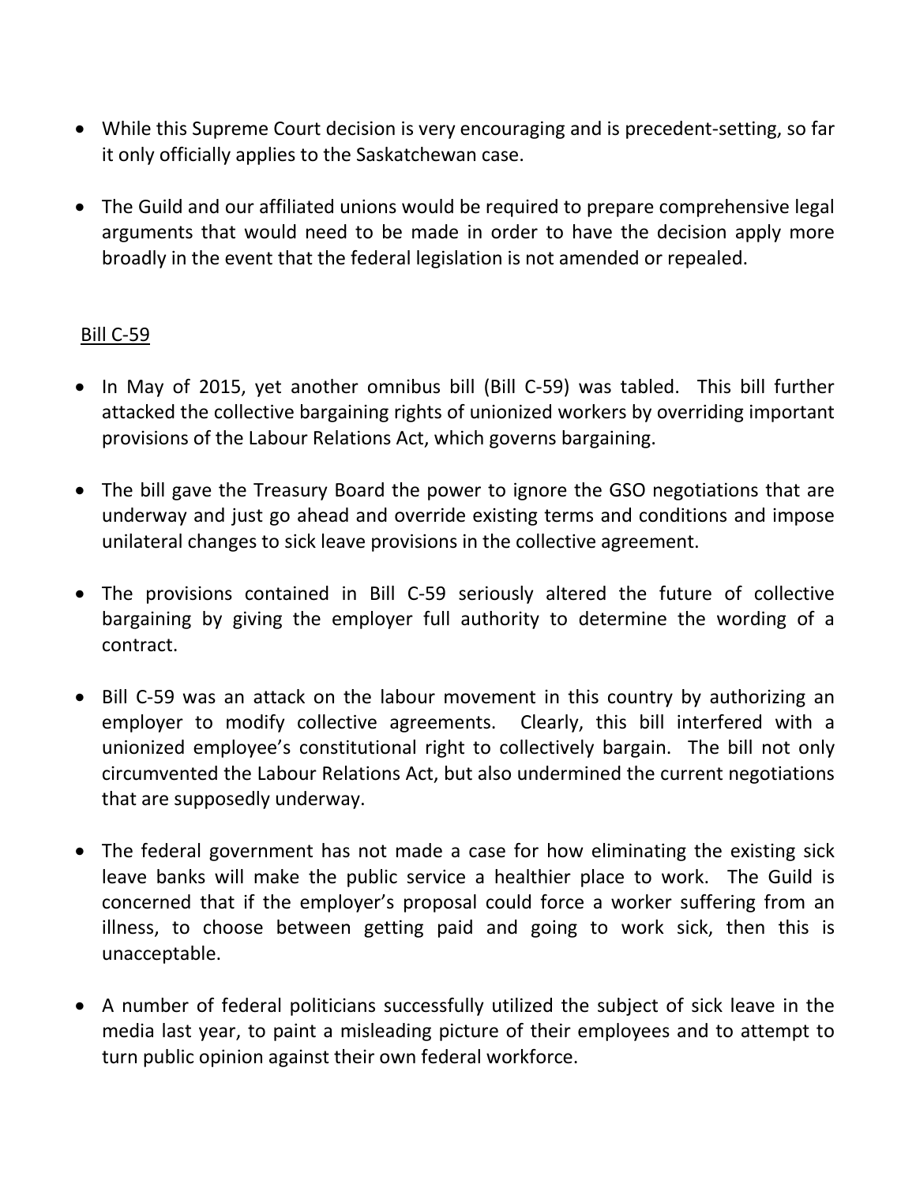- While this Supreme Court decision is very encouraging and is precedent-setting, so far it only officially applies to the Saskatchewan case.

- The Guild and our affiliated unions would be required to prepare comprehensive legal arguments that would need to be made in order to have the decision apply more broadly in the event that the federal legislation is not amended or repealed.

## Bill C-59

- In May of 2015, yet another omnibus bill (Bill C-59) was tabled. This bill further attacked the collective bargaining rights of unionized workers by overriding important provisions of the Labour Relations Act, which governs bargaining.

- The bill gave the Treasury Board the power to ignore the GSO negotiations that are underway and just go ahead and override existing terms and conditions and impose unilateral changes to sick leave provisions in the collective agreement.

- The provisions contained in Bill C-59 seriously altered the future of collective bargaining by giving the employer full authority to determine the wording of a contract.

- Bill C-59 was an attack on the labour movement in this country by authorizing an employer to modify collective agreements. Clearly, this bill interfered with a unionized employee's constitutional right to collectively bargain. The bill not only circumvented the Labour Relations Act, but also undermined the current negotiations that are supposedly underway.

- The federal government has not made a case for how eliminating the existing sick leave banks will make the public service a healthier place to work. The Guild is concerned that if the employer's proposal could force a worker suffering from an illness, to choose between getting paid and going to work sick, then this is unacceptable.

- A number of federal politicians successfully utilized the subject of sick leave in the media last year, to paint a misleading picture of their employees and to attempt to turn public opinion against their own federal workforce.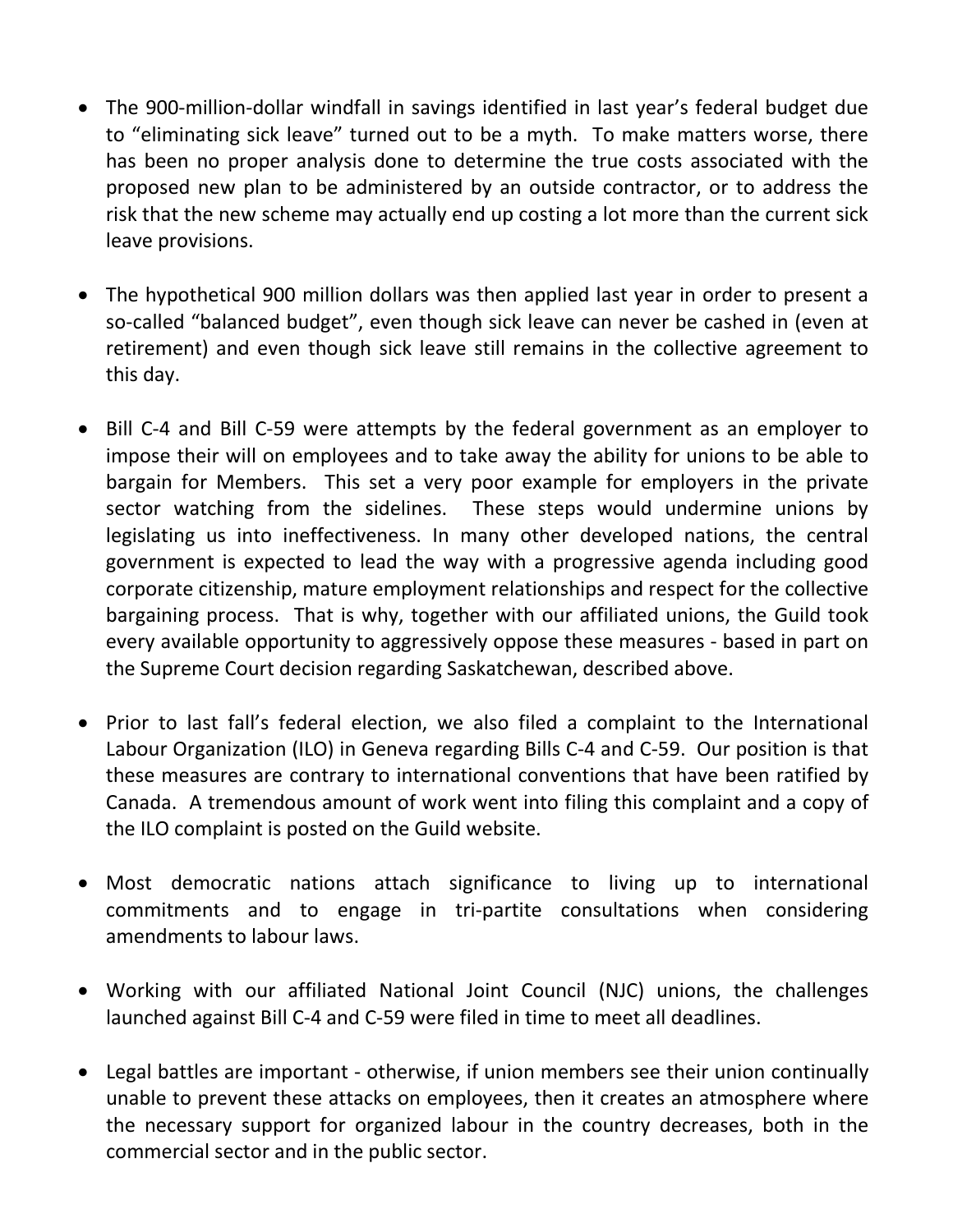- The 900-million-dollar windfall in savings identified in last year's federal budget due to "eliminating sick leave" turned out to be a myth. To make matters worse, there has been no proper analysis done to determine the true costs associated with the proposed new plan to be administered by an outside contractor, or to address the risk that the new scheme may actually end up costing a lot more than the current sick leave provisions.

- The hypothetical 900 million dollars was then applied last year in order to present a so-called "balanced budget", even though sick leave can never be cashed in (even at retirement) and even though sick leave still remains in the collective agreement to this day.

- Bill C-4 and Bill C-59 were attempts by the federal government as an employer to impose their will on employees and to take away the ability for unions to be able to bargain for Members. This set a very poor example for employers in the private sector watching from the sidelines. These steps would undermine unions by legislating us into ineffectiveness. In many other developed nations, the central government is expected to lead the way with a progressive agenda including good corporate citizenship, mature employment relationships and respect for the collective bargaining process. That is why, together with our affiliated unions, the Guild took every available opportunity to aggressively oppose these measures - based in part on the Supreme Court decision regarding Saskatchewan, described above.

- Prior to last fall's federal election, we also filed a complaint to the International Labour Organization (ILO) in Geneva regarding Bills C-4 and C-59. Our position is that these measures are contrary to international conventions that have been ratified by Canada. A tremendous amount of work went into filing this complaint and a copy of the ILO complaint is posted on the Guild website.

- Most democratic nations attach significance to living up to international commitments and to engage in tri-partite consultations when considering amendments to labour laws.

- Working with our affiliated National Joint Council (NJC) unions, the challenges launched against Bill C-4 and C-59 were filed in time to meet all deadlines.

- Legal battles are important - otherwise, if union members see their union continually unable to prevent these attacks on employees, then it creates an atmosphere where the necessary support for organized labour in the country decreases, both in the commercial sector and in the public sector.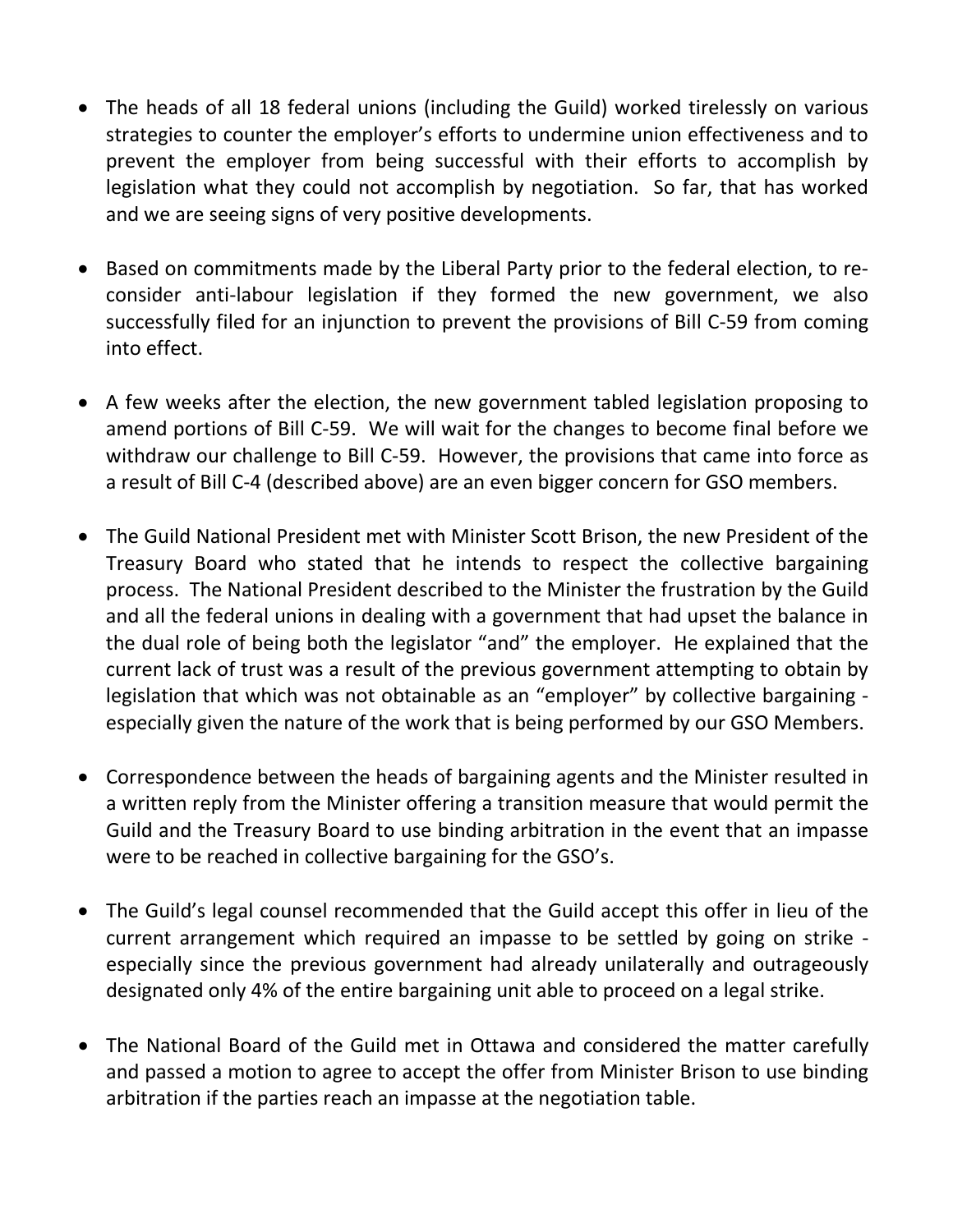- The heads of all 18 federal unions (including the Guild) worked tirelessly on various strategies to counter the employer's efforts to undermine union effectiveness and to prevent the employer from being successful with their efforts to accomplish by legislation what they could not accomplish by negotiation. So far, that has worked and we are seeing signs of very positive developments.

- Based on commitments made by the Liberal Party prior to the federal election, to re-consider anti-labour legislation if they formed the new government, we also successfully filed for an injunction to prevent the provisions of Bill C-59 from coming into effect.

- A few weeks after the election, the new government tabled legislation proposing to amend portions of Bill C-59. We will wait for the changes to become final before we withdraw our challenge to Bill C-59. However, the provisions that came into force as a result of Bill C-4 (described above) are an even bigger concern for GSO members.

- The Guild National President met with Minister Scott Brison, the new President of the Treasury Board who stated that he intends to respect the collective bargaining process. The National President described to the Minister the frustration by the Guild and all the federal unions in dealing with a government that had upset the balance in the dual role of being both the legislator "and" the employer. He explained that the current lack of trust was a result of the previous government attempting to obtain by legislation that which was not obtainable as an "employer" by collective bargaining - especially given the nature of the work that is being performed by our GSO Members.

- Correspondence between the heads of bargaining agents and the Minister resulted in a written reply from the Minister offering a transition measure that would permit the Guild and the Treasury Board to use binding arbitration in the event that an impasse were to be reached in collective bargaining for the GSO's.

- The Guild's legal counsel recommended that the Guild accept this offer in lieu of the current arrangement which required an impasse to be settled by going on strike - especially since the previous government had already unilaterally and outrageously designated only 4% of the entire bargaining unit able to proceed on a legal strike.

- The National Board of the Guild met in Ottawa and considered the matter carefully and passed a motion to agree to accept the offer from Minister Brison to use binding arbitration if the parties reach an impasse at the negotiation table.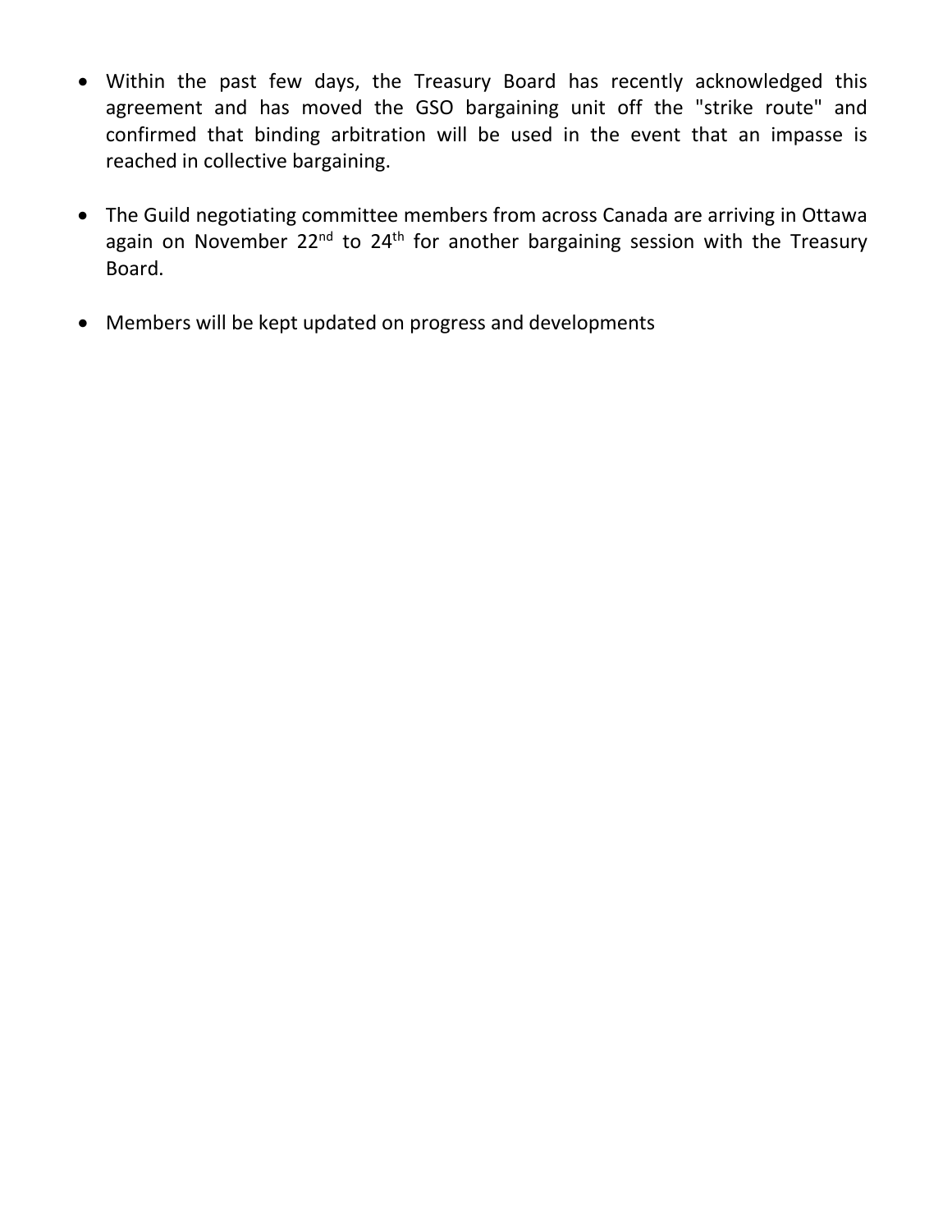- Within the past few days, the Treasury Board has recently acknowledged this agreement and has moved the GSO bargaining unit off the "strike route" and confirmed that binding arbitration will be used in the event that an impasse is reached in collective bargaining.

- The Guild negotiating committee members from across Canada are arriving in Ottawa again on November 22nd to 24th for another bargaining session with the Treasury Board.

- Members will be kept updated on progress and developments